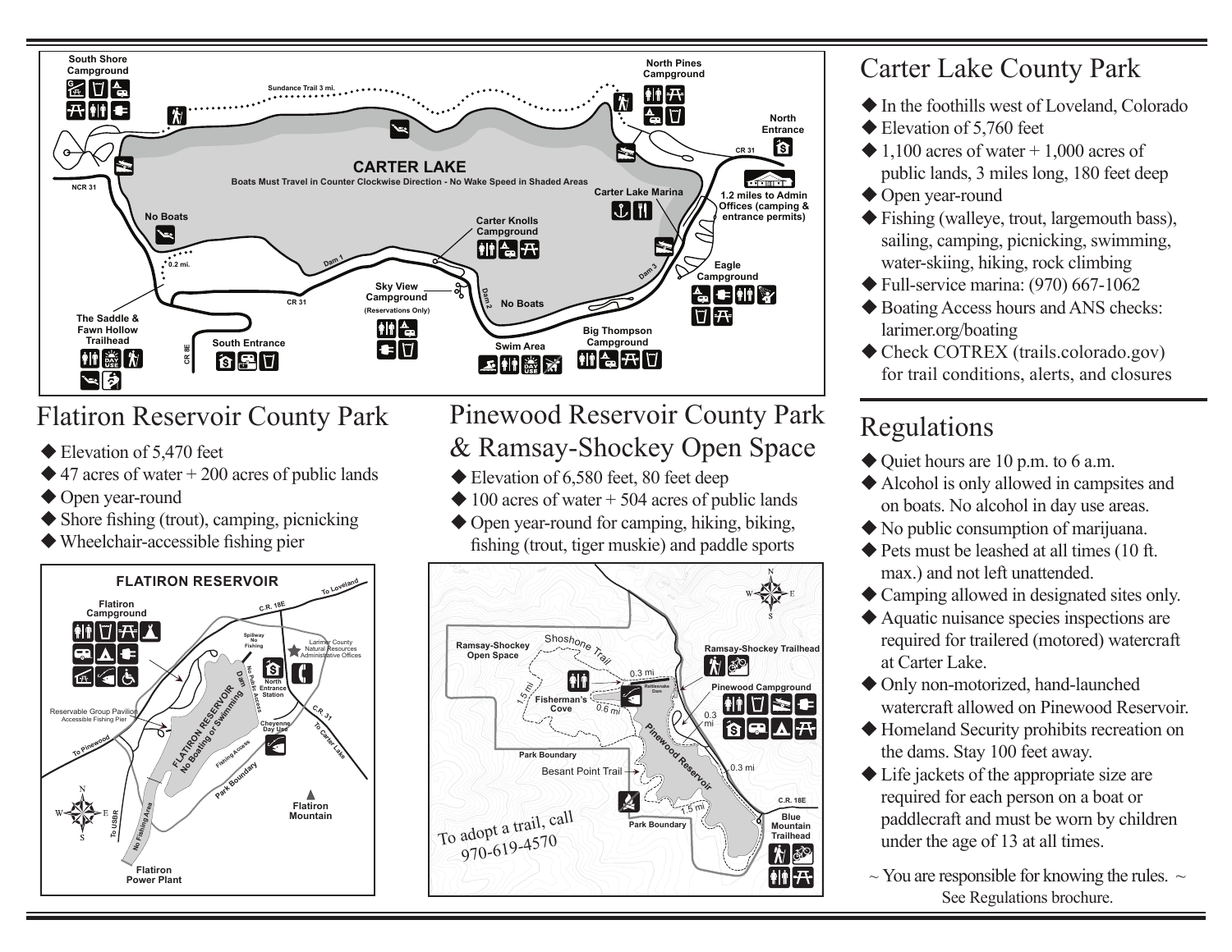# Carter Lake County Park

- In the foothills west of Loveland, Colorado
- Elevation of 5,760 feet
- 1,100 acres of water + 1,000 acres of public lands, 3 miles long, 180 feet deep
- Open year-round
- Fishing (walleye, trout, largemouth bass), sailing, camping, picnicking, swimming, water-skiing, hiking, rock climbing
- Full-service marina: (970) 667-1062
- Boating Access hours and ANS checks: larimer.org/boating
- Check COTREX (trails.colorado.gov) for trail conditions, alerts, and closures

# Flatiron Reservoir County Park

- Elevation of 5,470 feet
- 47 acres of water + 200 acres of public lands
- Open year-round
- Shore fishing (trout), camping, picnicking
- Wheelchair-accessible fishing pier

# Pinewood Reservoir County Park & Ramsay-Shockey Open Space

- Elevation of 6,580 feet, 80 feet deep
- 100 acres of water + 504 acres of public lands
- Open year-round for camping, hiking, biking, fishing (trout, tiger muskie) and paddle sports

To adopt a trail, call 970-619-4570

# Regulations

- Quiet hours are 10 p.m. to 6 a.m.
- Alcohol is only allowed in campsites and on boats. No alcohol in day use areas.
- No public consumption of marijuana.
- Pets must be leashed at all times (10 ft. max.) and not left unattended.
- Camping allowed in designated sites only.
- Aquatic nuisance species inspections are required for trailered (motored) watercraft at Carter Lake.
- Only non-motorized, hand-launched watercraft allowed on Pinewood Reservoir.
- Homeland Security prohibits recreation on the dams. Stay 100 feet away.
- Life jackets of the appropriate size are required for each person on a boat or paddlecraft and must be worn by children under the age of 13 at all times.

~ You are responsible for knowing the rules. ~
See Regulations brochure.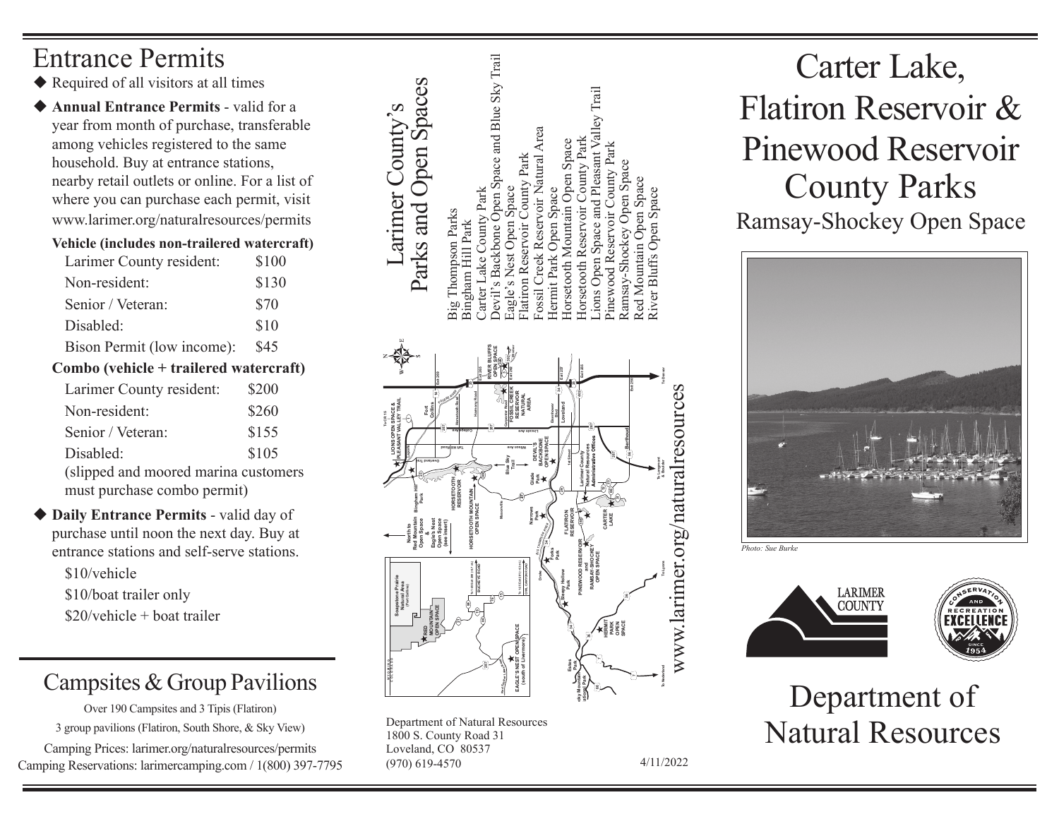# Entrance Permits

- ◆ Required of all visitors at all times
- ◆ **Annual Entrance Permits** - valid for a year from month of purchase, transferable among vehicles registered to the same household. Buy at entrance stations, nearby retail outlets or online. For a list of where you can purchase each permit, visit www.larimer.org/naturalresources/permits

**Vehicle (includes non-trailered watercraft)**

| | |
|---|---|
| Larimer County resident: | \$100 |
| Non-resident: | \$130 |
| Senior / Veteran: | \$70 |
| Disabled: | \$10 |
| Bison Permit (low income): | \$45 |

**Combo (vehicle + trailered watercraft)**

| | |
|---|---|
| Larimer County resident: | \$200 |
| Non-resident: | \$260 |
| Senior / Veteran: | \$155 |
| Disabled: | \$105 |

(slipped and moored marina customers must purchase combo permit)

- ◆ **Daily Entrance Permits** - valid day of purchase until noon the next day. Buy at entrance stations and self-serve stations.

\$10/vehicle

\$10/boat trailer only

\$20/vehicle + boat trailer

## Campsites & Group Pavilions

Over 190 Campsites and 3 Tipis (Flatiron)

3 group pavilions (Flatiron, South Shore, & Sky View)

Camping Prices: larimer.org/naturalresources/permits

Camping Reservations: larimercamping.com / 1(800) 397-7795

## Larimer County's Parks and Open Spaces

Big Thompson Parks
Bingham Hill Park
Carter Lake County Park
Devil's Backbone Open Space and Blue Sky Trail
Eagle's Nest Open Space
Flatiron Reservoir County Park
Fossil Creek Reservoir Natural Area
Hermit Park Open Space
Horsetooth Mountain Open Space
Horsetooth Reservoir County Park
Lions Open Space and Pleasant Valley Trail
Pinewood Reservoir County Park
Ramsay-Shockey Open Space
Red Mountain Open Space
River Bluffs Open Space

www.larimer.org/naturalresources

Department of Natural Resources
1800 S. County Road 31
Loveland, CO 80537
(970) 619-4570

4/11/2022

# Carter Lake, Flatiron Reservoir & Pinewood Reservoir County Parks

## Ramsay-Shockey Open Space

*Photo: Sue Burke*

LARIMER COUNTY

CONSERVATION AND RECREATION EXCELLENCE SINCE 1954

# Department of Natural Resources